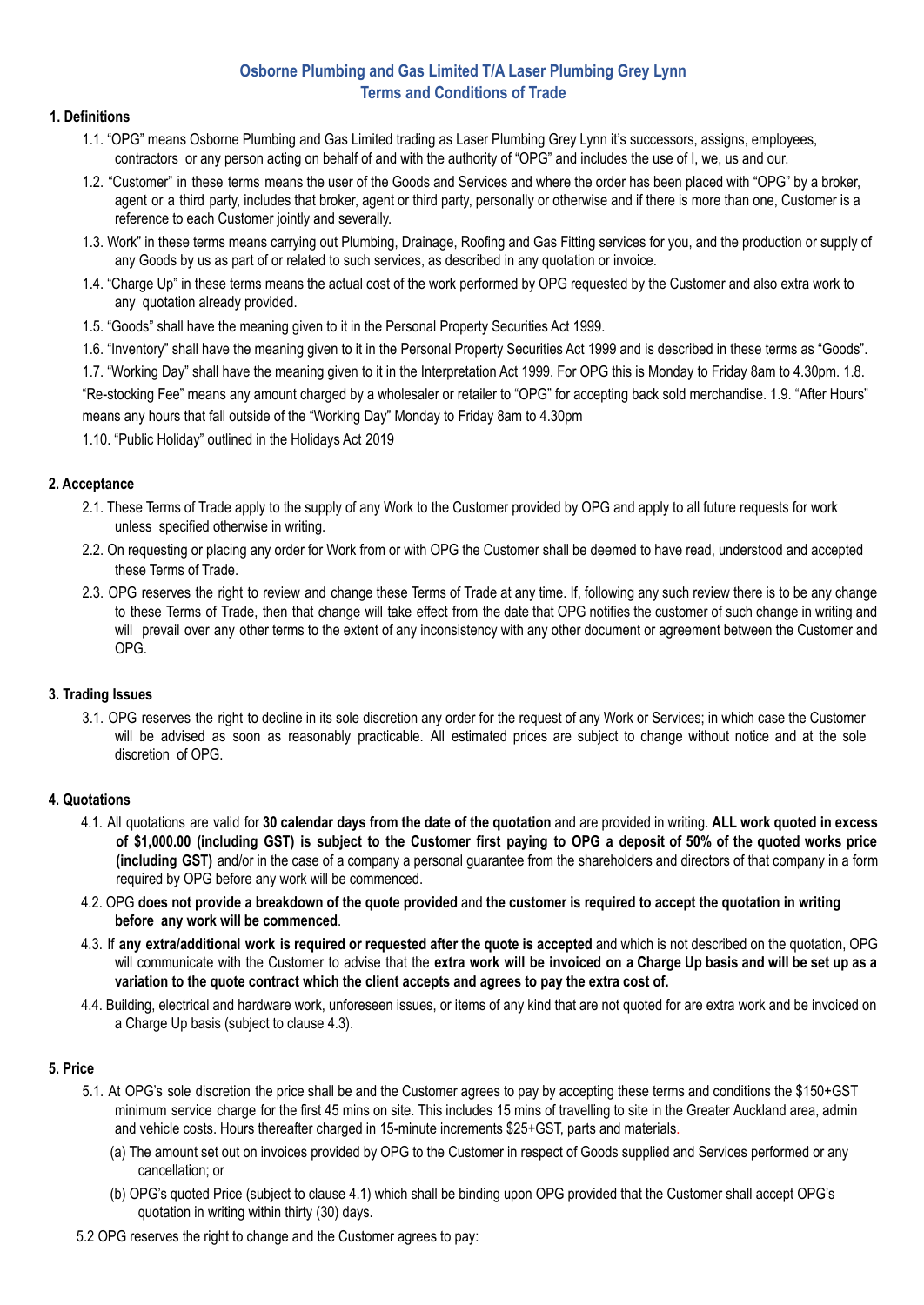## Osborne Plumbing and Gas Limited T/A Laser Plumbing Grey Lynn
## Terms and Conditions of Trade

### 1. Definitions

1.1. "OPG" means Osborne Plumbing and Gas Limited trading as Laser Plumbing Grey Lynn it's successors, assigns, employees, contractors or any person acting on behalf of and with the authority of "OPG" and includes the use of I, we, us and our.

1.2. "Customer" in these terms means the user of the Goods and Services and where the order has been placed with "OPG" by a broker, agent or a third party, includes that broker, agent or third party, personally or otherwise and if there is more than one, Customer is a reference to each Customer jointly and severally.

1.3. Work" in these terms means carrying out Plumbing, Drainage, Roofing and Gas Fitting services for you, and the production or supply of any Goods by us as part of or related to such services, as described in any quotation or invoice.

1.4. "Charge Up" in these terms means the actual cost of the work performed by OPG requested by the Customer and also extra work to any quotation already provided.

1.5. "Goods" shall have the meaning given to it in the Personal Property Securities Act 1999.

1.6. "Inventory" shall have the meaning given to it in the Personal Property Securities Act 1999 and is described in these terms as "Goods".

1.7. "Working Day" shall have the meaning given to it in the Interpretation Act 1999. For OPG this is Monday to Friday 8am to 4.30pm. 1.8. "Re-stocking Fee" means any amount charged by a wholesaler or retailer to "OPG" for accepting back sold merchandise. 1.9. "After Hours" means any hours that fall outside of the "Working Day" Monday to Friday 8am to 4.30pm

1.10. "Public Holiday" outlined in the Holidays Act 2019

### 2. Acceptance

2.1. These Terms of Trade apply to the supply of any Work to the Customer provided by OPG and apply to all future requests for work unless specified otherwise in writing.

2.2. On requesting or placing any order for Work from or with OPG the Customer shall be deemed to have read, understood and accepted these Terms of Trade.

2.3. OPG reserves the right to review and change these Terms of Trade at any time. If, following any such review there is to be any change to these Terms of Trade, then that change will take effect from the date that OPG notifies the customer of such change in writing and will prevail over any other terms to the extent of any inconsistency with any other document or agreement between the Customer and OPG.

### 3. Trading Issues

3.1. OPG reserves the right to decline in its sole discretion any order for the request of any Work or Services; in which case the Customer will be advised as soon as reasonably practicable. All estimated prices are subject to change without notice and at the sole discretion of OPG.

### 4. Quotations

4.1. All quotations are valid for **30 calendar days from the date of the quotation** and are provided in writing. **ALL work quoted in excess of $1,000.00 (including GST) is subject to the Customer first paying to OPG a deposit of 50% of the quoted works price (including GST)** and/or in the case of a company a personal guarantee from the shareholders and directors of that company in a form required by OPG before any work will be commenced.

4.2. OPG **does not provide a breakdown of the quote provided** and **the customer is required to accept the quotation in writing before any work will be commenced**.

4.3. If **any extra/additional work is required or requested after the quote is accepted** and which is not described on the quotation, OPG will communicate with the Customer to advise that the **extra work will be invoiced on a Charge Up basis and will be set up as a variation to the quote contract which the client accepts and agrees to pay the extra cost of.**

4.4. Building, electrical and hardware work, unforeseen issues, or items of any kind that are not quoted for are extra work and be invoiced on a Charge Up basis (subject to clause 4.3).

### 5. Price

5.1. At OPG's sole discretion the price shall be and the Customer agrees to pay by accepting these terms and conditions the $150+GST minimum service charge for the first 45 mins on site. This includes 15 mins of travelling to site in the Greater Auckland area, admin and vehicle costs. Hours thereafter charged in 15-minute increments $25+GST, parts and materials.

(a) The amount set out on invoices provided by OPG to the Customer in respect of Goods supplied and Services performed or any cancellation; or

(b) OPG's quoted Price (subject to clause 4.1) which shall be binding upon OPG provided that the Customer shall accept OPG's quotation in writing within thirty (30) days.

5.2 OPG reserves the right to change and the Customer agrees to pay: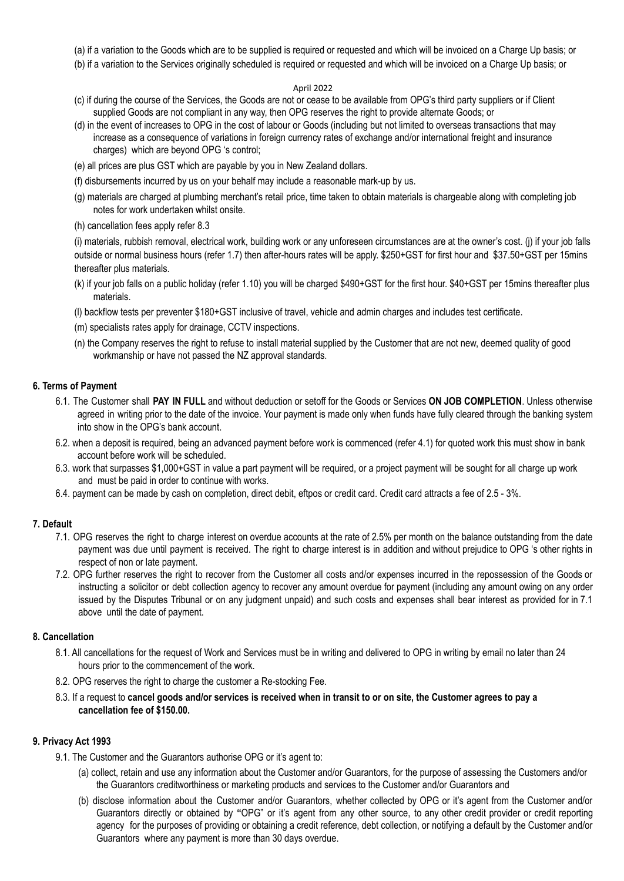(a) if a variation to the Goods which are to be supplied is required or requested and which will be invoiced on a Charge Up basis; or

(b) if a variation to the Services originally scheduled is required or requested and which will be invoiced on a Charge Up basis; or

(c) if during the course of the Services, the Goods are not or cease to be available from OPG's third party suppliers or if Client supplied Goods are not compliant in any way, then OPG reserves the right to provide alternate Goods; or

(d) in the event of increases to OPG in the cost of labour or Goods (including but not limited to overseas transactions that may increase as a consequence of variations in foreign currency rates of exchange and/or international freight and insurance charges) which are beyond OPG 's control;

(e) all prices are plus GST which are payable by you in New Zealand dollars.

(f) disbursements incurred by us on your behalf may include a reasonable mark-up by us.

(g) materials are charged at plumbing merchant's retail price, time taken to obtain materials is chargeable along with completing job notes for work undertaken whilst onsite.

(h) cancellation fees apply refer 8.3

(i) materials, rubbish removal, electrical work, building work or any unforeseen circumstances are at the owner's cost. (j) if your job falls outside or normal business hours (refer 1.7) then after-hours rates will be apply. $250+GST for first hour and $37.50+GST per 15mins thereafter plus materials.

(k) if your job falls on a public holiday (refer 1.10) you will be charged $490+GST for the first hour. $40+GST per 15mins thereafter plus materials.

(l) backflow tests per preventer $180+GST inclusive of travel, vehicle and admin charges and includes test certificate.

(m) specialists rates apply for drainage, CCTV inspections.

(n) the Company reserves the right to refuse to install material supplied by the Customer that are not new, deemed quality of good workmanship or have not passed the NZ approval standards.

#### 6. Terms of Payment

6.1. The Customer shall **PAY IN FULL** and without deduction or setoff for the Goods or Services **ON JOB COMPLETION**. Unless otherwise agreed in writing prior to the date of the invoice. Your payment is made only when funds have fully cleared through the banking system into show in the OPG's bank account.

6.2. when a deposit is required, being an advanced payment before work is commenced (refer 4.1) for quoted work this must show in bank account before work will be scheduled.

6.3. work that surpasses $1,000+GST in value a part payment will be required, or a project payment will be sought for all charge up work and must be paid in order to continue with works.

6.4. payment can be made by cash on completion, direct debit, eftpos or credit card. Credit card attracts a fee of 2.5 - 3%.

#### 7. Default

7.1. OPG reserves the right to charge interest on overdue accounts at the rate of 2.5% per month on the balance outstanding from the date payment was due until payment is received. The right to charge interest is in addition and without prejudice to OPG 's other rights in respect of non or late payment.

7.2. OPG further reserves the right to recover from the Customer all costs and/or expenses incurred in the repossession of the Goods or instructing a solicitor or debt collection agency to recover any amount overdue for payment (including any amount owing on any order issued by the Disputes Tribunal or on any judgment unpaid) and such costs and expenses shall bear interest as provided for in 7.1 above until the date of payment.

#### 8. Cancellation

8.1. All cancellations for the request of Work and Services must be in writing and delivered to OPG in writing by email no later than 24 hours prior to the commencement of the work.

8.2. OPG reserves the right to charge the customer a Re-stocking Fee.

8.3. If a request to **cancel goods and/or services is received when in transit to or on site, the Customer agrees to pay a cancellation fee of $150.00.**

#### 9. Privacy Act 1993

9.1. The Customer and the Guarantors authorise OPG or it's agent to:

(a) collect, retain and use any information about the Customer and/or Guarantors, for the purpose of assessing the Customers and/or the Guarantors creditworthiness or marketing products and services to the Customer and/or Guarantors and

(b) disclose information about the Customer and/or Guarantors, whether collected by OPG or it's agent from the Customer and/or Guarantors directly or obtained by "OPG" or it's agent from any other source, to any other credit provider or credit reporting agency for the purposes of providing or obtaining a credit reference, debt collection, or notifying a default by the Customer and/or Guarantors where any payment is more than 30 days overdue.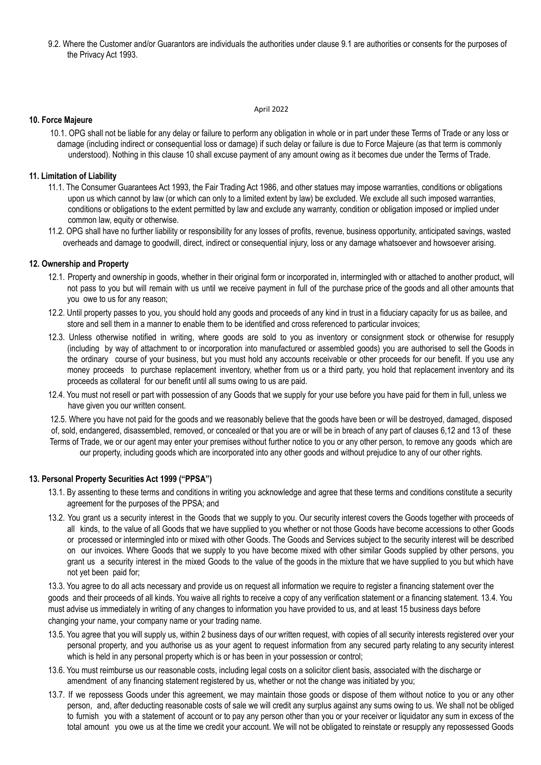9.2. Where the Customer and/or Guarantors are individuals the authorities under clause 9.1 are authorities or consents for the purposes of the Privacy Act 1993.

April 2022

**10. Force Majeure**

10.1. OPG shall not be liable for any delay or failure to perform any obligation in whole or in part under these Terms of Trade or any loss or damage (including indirect or consequential loss or damage) if such delay or failure is due to Force Majeure (as that term is commonly understood). Nothing in this clause 10 shall excuse payment of any amount owing as it becomes due under the Terms of Trade.

**11. Limitation of Liability**

11.1. The Consumer Guarantees Act 1993, the Fair Trading Act 1986, and other statues may impose warranties, conditions or obligations upon us which cannot by law (or which can only to a limited extent by law) be excluded. We exclude all such imposed warranties, conditions or obligations to the extent permitted by law and exclude any warranty, condition or obligation imposed or implied under common law, equity or otherwise.

11.2. OPG shall have no further liability or responsibility for any losses of profits, revenue, business opportunity, anticipated savings, wasted overheads and damage to goodwill, direct, indirect or consequential injury, loss or any damage whatsoever and howsoever arising.

**12. Ownership and Property**

12.1. Property and ownership in goods, whether in their original form or incorporated in, intermingled with or attached to another product, will not pass to you but will remain with us until we receive payment in full of the purchase price of the goods and all other amounts that you owe to us for any reason;

12.2. Until property passes to you, you should hold any goods and proceeds of any kind in trust in a fiduciary capacity for us as bailee, and store and sell them in a manner to enable them to be identified and cross referenced to particular invoices;

12.3. Unless otherwise notified in writing, where goods are sold to you as inventory or consignment stock or otherwise for resupply (including by way of attachment to or incorporation into manufactured or assembled goods) you are authorised to sell the Goods in the ordinary course of your business, but you must hold any accounts receivable or other proceeds for our benefit. If you use any money proceeds to purchase replacement inventory, whether from us or a third party, you hold that replacement inventory and its proceeds as collateral for our benefit until all sums owing to us are paid.

12.4. You must not resell or part with possession of any Goods that we supply for your use before you have paid for them in full, unless we have given you our written consent.

12.5. Where you have not paid for the goods and we reasonably believe that the goods have been or will be destroyed, damaged, disposed of, sold, endangered, disassembled, removed, or concealed or that you are or will be in breach of any part of clauses 6,12 and 13 of these Terms of Trade, we or our agent may enter your premises without further notice to you or any other person, to remove any goods which are our property, including goods which are incorporated into any other goods and without prejudice to any of our other rights.

**13. Personal Property Securities Act 1999 ("PPSA")**

13.1. By assenting to these terms and conditions in writing you acknowledge and agree that these terms and conditions constitute a security agreement for the purposes of the PPSA; and

13.2. You grant us a security interest in the Goods that we supply to you. Our security interest covers the Goods together with proceeds of all kinds, to the value of all Goods that we have supplied to you whether or not those Goods have become accessions to other Goods or processed or intermingled into or mixed with other Goods. The Goods and Services subject to the security interest will be described on our invoices. Where Goods that we supply to you have become mixed with other similar Goods supplied by other persons, you grant us a security interest in the mixed Goods to the value of the goods in the mixture that we have supplied to you but which have not yet been paid for;

13.3. You agree to do all acts necessary and provide us on request all information we require to register a financing statement over the goods and their proceeds of all kinds. You waive all rights to receive a copy of any verification statement or a financing statement. 13.4. You must advise us immediately in writing of any changes to information you have provided to us, and at least 15 business days before changing your name, your company name or your trading name.

13.5. You agree that you will supply us, within 2 business days of our written request, with copies of all security interests registered over your personal property, and you authorise us as your agent to request information from any secured party relating to any security interest which is held in any personal property which is or has been in your possession or control;

13.6. You must reimburse us our reasonable costs, including legal costs on a solicitor client basis, associated with the discharge or amendment of any financing statement registered by us, whether or not the change was initiated by you;

13.7. If we repossess Goods under this agreement, we may maintain those goods or dispose of them without notice to you or any other person, and, after deducting reasonable costs of sale we will credit any surplus against any sums owing to us. We shall not be obliged to furnish you with a statement of account or to pay any person other than you or your receiver or liquidator any sum in excess of the total amount you owe us at the time we credit your account. We will not be obligated to reinstate or resupply any repossessed Goods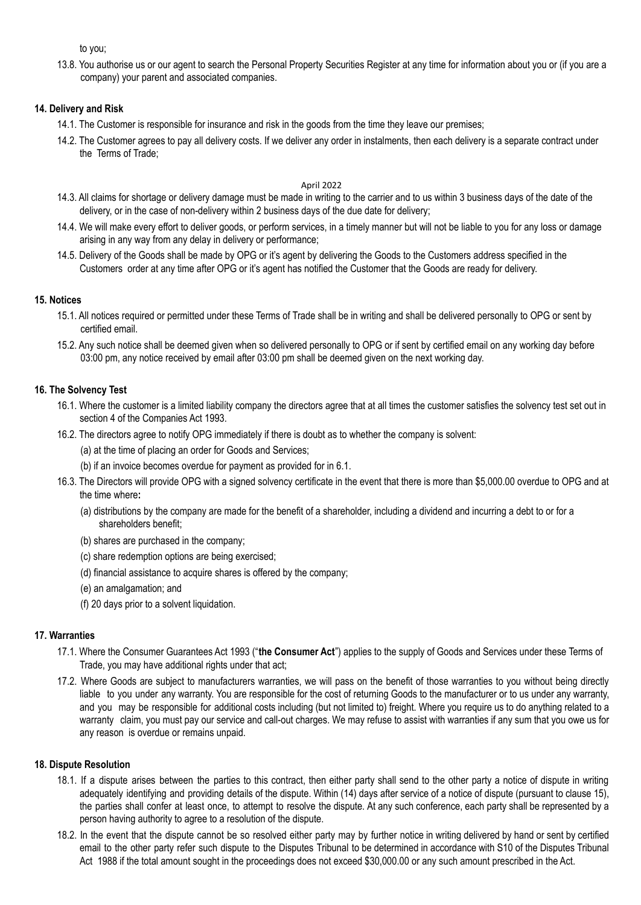to you;

13.8. You authorise us or our agent to search the Personal Property Securities Register at any time for information about you or (if you are a company) your parent and associated companies.

### 14. Delivery and Risk

14.1. The Customer is responsible for insurance and risk in the goods from the time they leave our premises;

14.2. The Customer agrees to pay all delivery costs. If we deliver any order in instalments, then each delivery is a separate contract under the Terms of Trade;

14.3. All claims for shortage or delivery damage must be made in writing to the carrier and to us within 3 business days of the date of the delivery, or in the case of non-delivery within 2 business days of the due date for delivery;

14.4. We will make every effort to deliver goods, or perform services, in a timely manner but will not be liable to you for any loss or damage arising in any way from any delay in delivery or performance;

14.5. Delivery of the Goods shall be made by OPG or it's agent by delivering the Goods to the Customers address specified in the Customers order at any time after OPG or it's agent has notified the Customer that the Goods are ready for delivery.

### 15. Notices

15.1. All notices required or permitted under these Terms of Trade shall be in writing and shall be delivered personally to OPG or sent by certified email.

15.2. Any such notice shall be deemed given when so delivered personally to OPG or if sent by certified email on any working day before 03:00 pm, any notice received by email after 03:00 pm shall be deemed given on the next working day.

### 16. The Solvency Test

16.1. Where the customer is a limited liability company the directors agree that at all times the customer satisfies the solvency test set out in section 4 of the Companies Act 1993.

16.2. The directors agree to notify OPG immediately if there is doubt as to whether the company is solvent:

(a) at the time of placing an order for Goods and Services;

(b) if an invoice becomes overdue for payment as provided for in 6.1.

16.3. The Directors will provide OPG with a signed solvency certificate in the event that there is more than $5,000.00 overdue to OPG and at the time where**:**

(a) distributions by the company are made for the benefit of a shareholder, including a dividend and incurring a debt to or for a shareholders benefit;

(b) shares are purchased in the company;

(c) share redemption options are being exercised;

(d) financial assistance to acquire shares is offered by the company;

(e) an amalgamation; and

(f) 20 days prior to a solvent liquidation.

### 17. Warranties

17.1. Where the Consumer Guarantees Act 1993 ("**the Consumer Act**") applies to the supply of Goods and Services under these Terms of Trade, you may have additional rights under that act;

17.2. Where Goods are subject to manufacturers warranties, we will pass on the benefit of those warranties to you without being directly liable to you under any warranty. You are responsible for the cost of returning Goods to the manufacturer or to us under any warranty, and you may be responsible for additional costs including (but not limited to) freight. Where you require us to do anything related to a warranty claim, you must pay our service and call-out charges. We may refuse to assist with warranties if any sum that you owe us for any reason is overdue or remains unpaid.

### 18. Dispute Resolution

18.1. If a dispute arises between the parties to this contract, then either party shall send to the other party a notice of dispute in writing adequately identifying and providing details of the dispute. Within (14) days after service of a notice of dispute (pursuant to clause 15), the parties shall confer at least once, to attempt to resolve the dispute. At any such conference, each party shall be represented by a person having authority to agree to a resolution of the dispute.

18.2. In the event that the dispute cannot be so resolved either party may by further notice in writing delivered by hand or sent by certified email to the other party refer such dispute to the Disputes Tribunal to be determined in accordance with S10 of the Disputes Tribunal Act 1988 if the total amount sought in the proceedings does not exceed $30,000.00 or any such amount prescribed in the Act.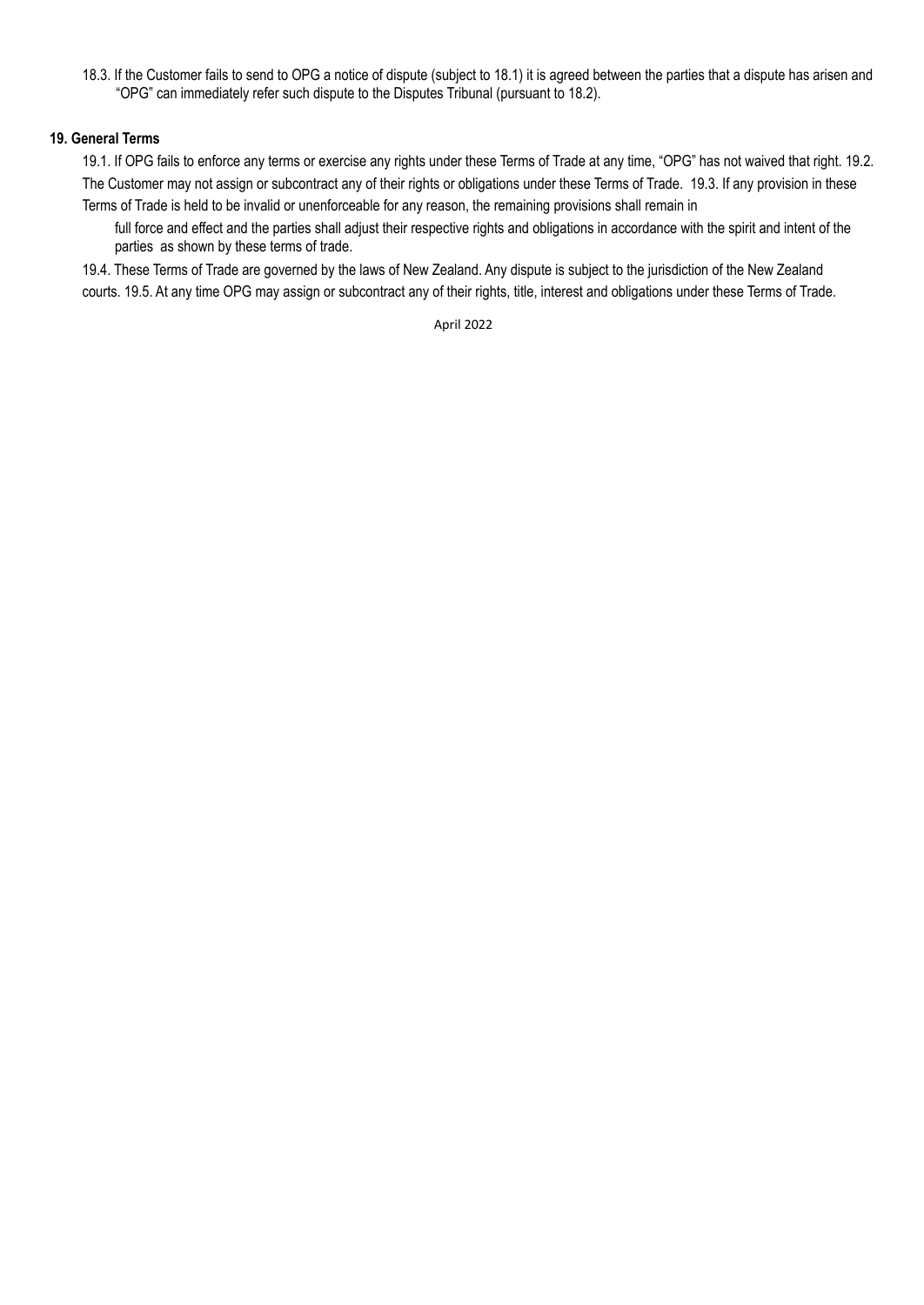18.3. If the Customer fails to send to OPG a notice of dispute (subject to 18.1) it is agreed between the parties that a dispute has arisen and "OPG" can immediately refer such dispute to the Disputes Tribunal (pursuant to 18.2).

**19. General Terms**

19.1. If OPG fails to enforce any terms or exercise any rights under these Terms of Trade at any time, "OPG" has not waived that right. 19.2. The Customer may not assign or subcontract any of their rights or obligations under these Terms of Trade. 19.3. If any provision in these Terms of Trade is held to be invalid or unenforceable for any reason, the remaining provisions shall remain in full force and effect and the parties shall adjust their respective rights and obligations in accordance with the spirit and intent of the parties as shown by these terms of trade.

19.4. These Terms of Trade are governed by the laws of New Zealand. Any dispute is subject to the jurisdiction of the New Zealand courts. 19.5. At any time OPG may assign or subcontract any of their rights, title, interest and obligations under these Terms of Trade.

April 2022